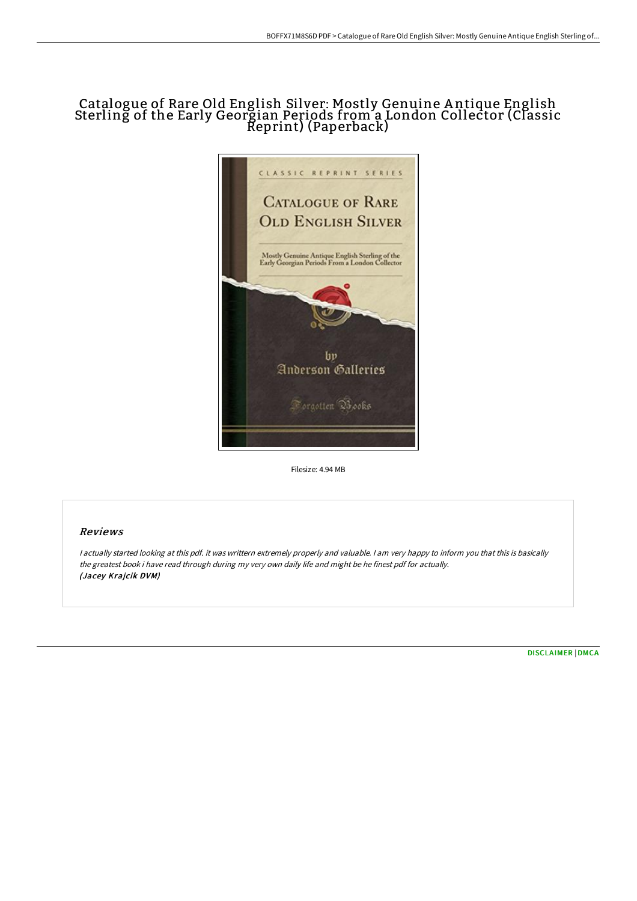# Catalogue of Rare Old English Silver: Mostly Genuine Antique English Sterling of the Early Georgian Periods from a London Collector (Classic Reprint) (Paperback)

Filesize: 4.94 MB

## Reviews

I actually started looking at this pdf. it was writtern extremely properly and valuable. I am very happy to inform you that this is basically the greatest book i have read through during my very own daily life and might be he finest pdf for actually.
*(Jacey Krajcik DVM)*

[DISCLAIMER](#) | [DMCA](#)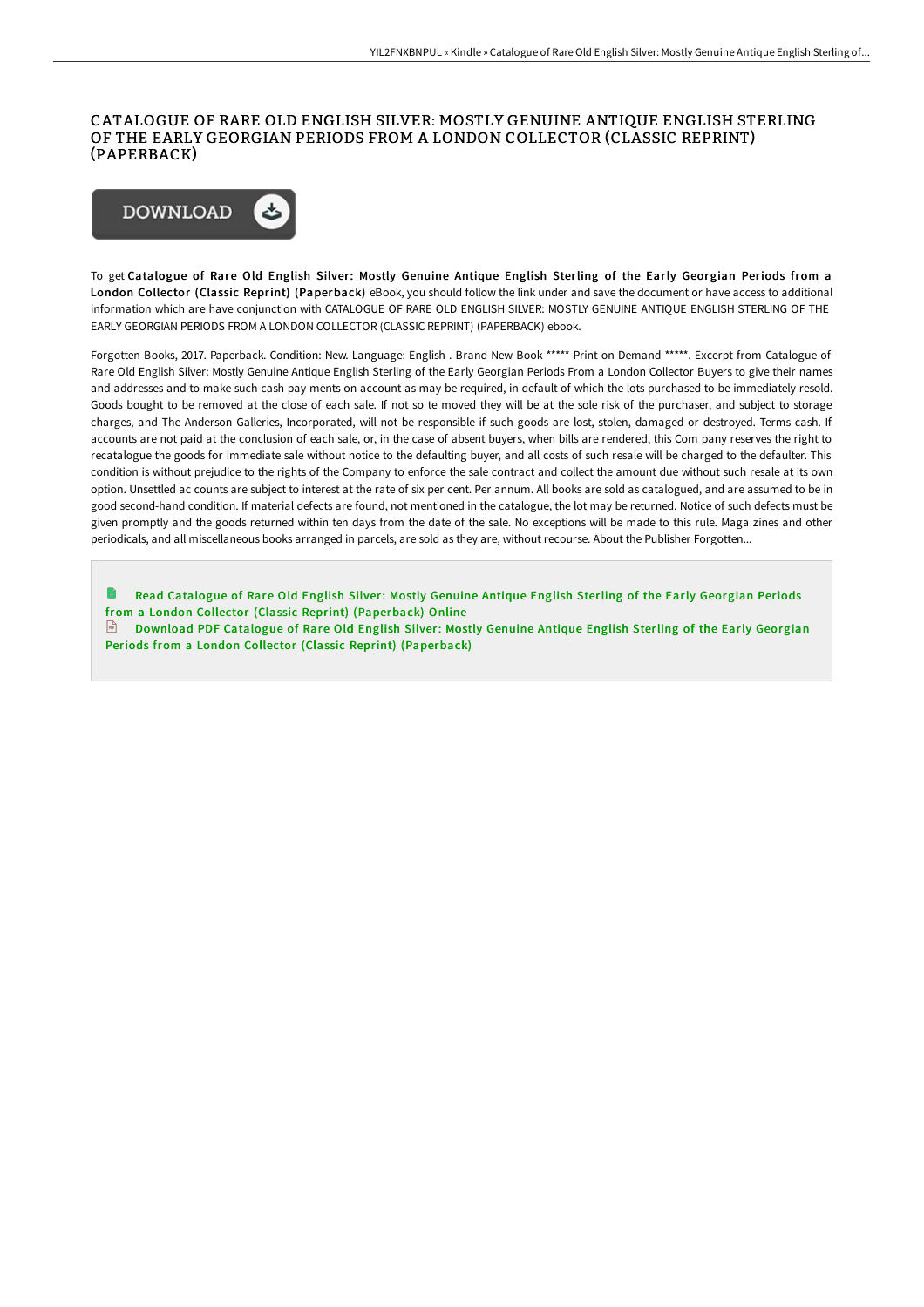# CATALOGUE OF RARE OLD ENGLISH SILVER: MOSTLY GENUINE ANTIQUE ENGLISH STERLING OF THE EARLY GEORGIAN PERIODS FROM A LONDON COLLECTOR (CLASSIC REPRINT) (PAPERBACK)

DOWNLOAD

To get **Catalogue of Rare Old English Silver: Mostly Genuine Antique English Sterling of the Early Georgian Periods from a London Collector (Classic Reprint) (Paperback)** eBook, you should follow the link under and save the document or have access to additional information which are have conjunction with CATALOGUE OF RARE OLD ENGLISH SILVER: MOSTLY GENUINE ANTIQUE ENGLISH STERLING OF THE EARLY GEORGIAN PERIODS FROM A LONDON COLLECTOR (CLASSIC REPRINT) (PAPERBACK) ebook.

Forgotten Books, 2017. Paperback. Condition: New. Language: English . Brand New Book ***** Print on Demand *****. Excerpt from Catalogue of Rare Old English Silver: Mostly Genuine Antique English Sterling of the Early Georgian Periods From a London Collector Buyers to give their names and addresses and to make such cash pay ments on account as may be required, in default of which the lots purchased to be immediately resold. Goods bought to be removed at the close of each sale. If not so te moved they will be at the sole risk of the purchaser, and subject to storage charges, and The Anderson Galleries, Incorporated, will not be responsible if such goods are lost, stolen, damaged or destroyed. Terms cash. If accounts are not paid at the conclusion of each sale, or, in the case of absent buyers, when bills are rendered, this Com pany reserves the right to recatalogue the goods for immediate sale without notice to the defaulting buyer, and all costs of such resale will be charged to the defaulter. This condition is without prejudice to the rights of the Company to enforce the sale contract and collect the amount due without such resale at its own option. Unsettled ac counts are subject to interest at the rate of six per cent. Per annum. All books are sold as catalogued, and are assumed to be in good second-hand condition. If material defects are found, not mentioned in the catalogue, the lot may be returned. Notice of such defects must be given promptly and the goods returned within ten days from the date of the sale. No exceptions will be made to this rule. Maga zines and other periodicals, and all miscellaneous books arranged in parcels, are sold as they are, without recourse. About the Publisher Forgotten...

Read Catalogue of Rare Old English Silver: Mostly Genuine Antique English Sterling of the Early Georgian Periods from a London Collector (Classic Reprint) (Paperback) Online

Download PDF Catalogue of Rare Old English Silver: Mostly Genuine Antique English Sterling of the Early Georgian Periods from a London Collector (Classic Reprint) (Paperback)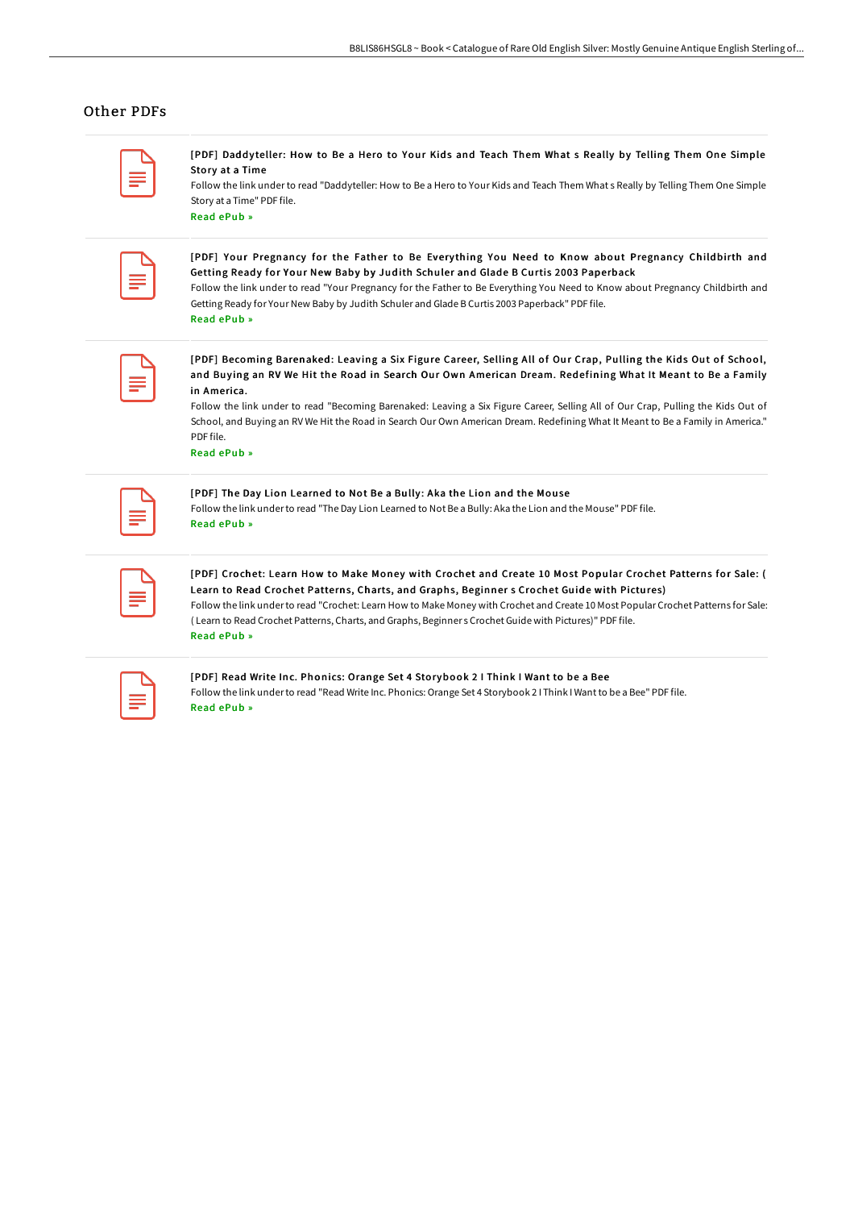## Other PDFs

[PDF] Daddyteller: How to Be a Hero to Your Kids and Teach Them What s Really by Telling Them One Simple Story at a Time

Follow the link under to read "Daddyteller: How to Be a Hero to Your Kids and Teach Them What s Really by Telling Them One Simple Story at a Time" PDF file.

Read ePub »

[PDF] Your Pregnancy for the Father to Be Everything You Need to Know about Pregnancy Childbirth and Getting Ready for Your New Baby by Judith Schuler and Glade B Curtis 2003 Paperback

Follow the link under to read "Your Pregnancy for the Father to Be Everything You Need to Know about Pregnancy Childbirth and Getting Ready for Your New Baby by Judith Schuler and Glade B Curtis 2003 Paperback" PDF file.

Read ePub »

[PDF] Becoming Barenaked: Leaving a Six Figure Career, Selling All of Our Crap, Pulling the Kids Out of School, and Buying an RV We Hit the Road in Search Our Own American Dream. Redefining What It Meant to Be a Family in America.

Follow the link under to read "Becoming Barenaked: Leaving a Six Figure Career, Selling All of Our Crap, Pulling the Kids Out of School, and Buying an RV We Hit the Road in Search Our Own American Dream. Redefining What It Meant to Be a Family in America." PDF file.

Read ePub »

[PDF] The Day Lion Learned to Not Be a Bully: Aka the Lion and the Mouse

Follow the link under to read "The Day Lion Learned to Not Be a Bully: Aka the Lion and the Mouse" PDF file.

Read ePub »

[PDF] Crochet: Learn How to Make Money with Crochet and Create 10 Most Popular Crochet Patterns for Sale: ( Learn to Read Crochet Patterns, Charts, and Graphs, Beginner s Crochet Guide with Pictures)

Follow the link under to read "Crochet: Learn How to Make Money with Crochet and Create 10 Most Popular Crochet Patterns for Sale: ( Learn to Read Crochet Patterns, Charts, and Graphs, Beginner s Crochet Guide with Pictures)" PDF file.

Read ePub »

[PDF] Read Write Inc. Phonics: Orange Set 4 Storybook 2 I Think I Want to be a Bee

Follow the link under to read "Read Write Inc. Phonics: Orange Set 4 Storybook 2 I Think I Want to be a Bee" PDF file.

Read ePub »